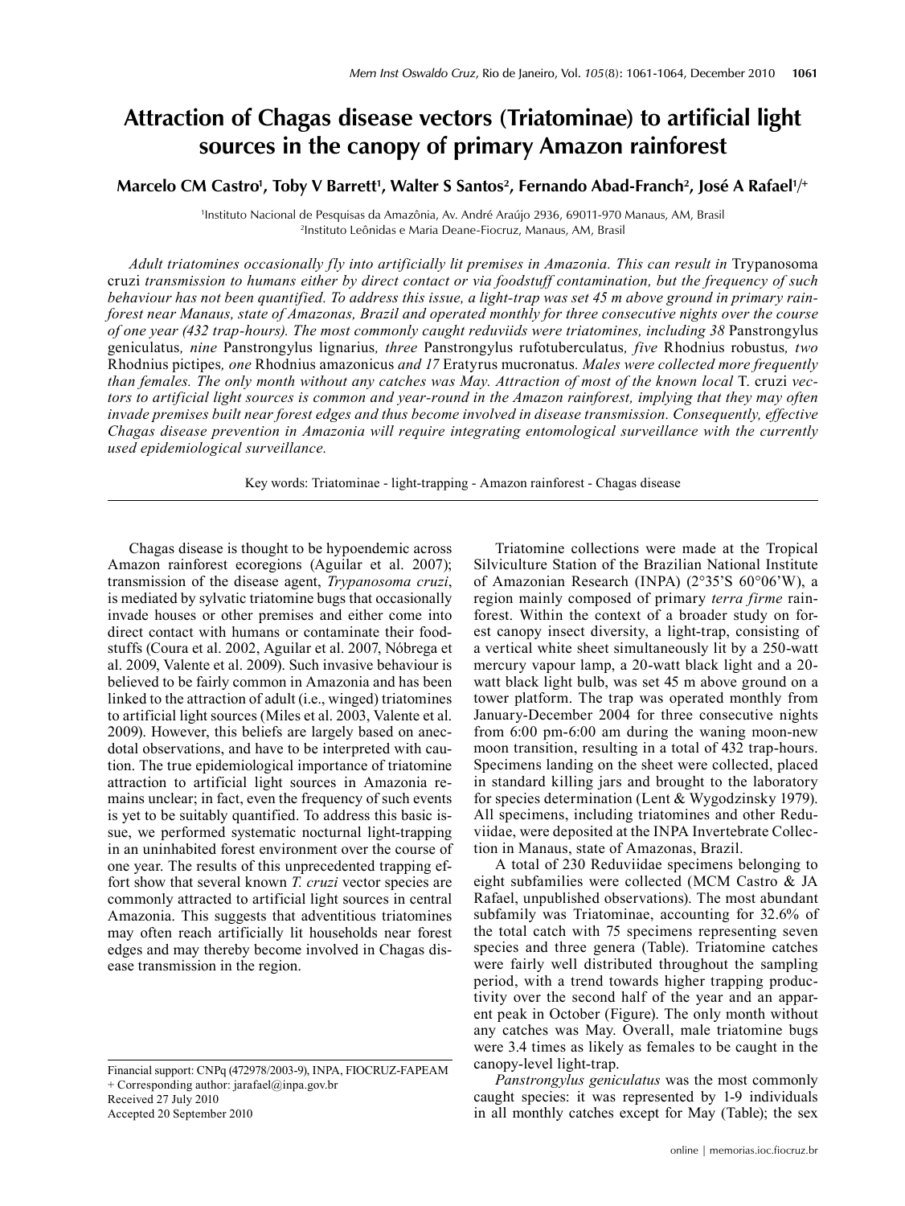# Attraction of Chagas disease vectors (Triatominae) to artificial light sources in the canopy of primary Amazon rainforest

**Marcelo CM Castro[1], Toby V Barrett[1], Walter S Santos[2], Fernando Abad-Franch[2], José A Rafael[1]/+**

[1]Instituto Nacional de Pesquisas da Amazônia, Av. André Araújo 2936, 69011-970 Manaus, AM, Brasil
[2]Instituto Leônidas e Maria Deane-Fiocruz, Manaus, AM, Brasil

*Adult triatomines occasionally fly into artificially lit premises in Amazonia. This can result in* Trypanosoma cruzi *transmission to humans either by direct contact or via foodstuff contamination, but the frequency of such behaviour has not been quantified. To address this issue, a light-trap was set 45 m above ground in primary rainforest near Manaus, state of Amazonas, Brazil and operated monthly for three consecutive nights over the course of one year (432 trap-hours). The most commonly caught reduviids were triatomines, including 38* Panstrongylus geniculatus, *nine* Panstrongylus lignarius, *three* Panstrongylus rufotuberculatus, *five* Rhodnius robustus, *two* Rhodnius pictipes, *one* Rhodnius amazonicus *and 17* Eratyrus mucronatus. *Males were collected more frequently than females. The only month without any catches was May. Attraction of most of the known local* T. cruzi *vectors to artificial light sources is common and year-round in the Amazon rainforest, implying that they may often invade premises built near forest edges and thus become involved in disease transmission. Consequently, effective Chagas disease prevention in Amazonia will require integrating entomological surveillance with the currently used epidemiological surveillance.*

Key words: Triatominae - light-trapping - Amazon rainforest - Chagas disease

Chagas disease is thought to be hypoendemic across Amazon rainforest ecoregions (Aguilar et al. 2007); transmission of the disease agent, *Trypanosoma cruzi*, is mediated by sylvatic triatomine bugs that occasionally invade houses or other premises and either come into direct contact with humans or contaminate their foodstuffs (Coura et al. 2002, Aguilar et al. 2007, Nóbrega et al. 2009, Valente et al. 2009). Such invasive behaviour is believed to be fairly common in Amazonia and has been linked to the attraction of adult (i.e., winged) triatomines to artificial light sources (Miles et al. 2003, Valente et al. 2009). However, this beliefs are largely based on anecdotal observations, and have to be interpreted with caution. The true epidemiological importance of triatomine attraction to artificial light sources in Amazonia remains unclear; in fact, even the frequency of such events is yet to be suitably quantified. To address this basic issue, we performed systematic nocturnal light-trapping in an uninhabited forest environment over the course of one year. The results of this unprecedented trapping effort show that several known *T. cruzi* vector species are commonly attracted to artificial light sources in central Amazonia. This suggests that adventitious triatomines may often reach artificially lit households near forest edges and may thereby become involved in Chagas disease transmission in the region.

Triatomine collections were made at the Tropical Silviculture Station of the Brazilian National Institute of Amazonian Research (INPA) (2°35'S 60°06'W), a region mainly composed of primary *terra firme* rainforest. Within the context of a broader study on forest canopy insect diversity, a light-trap, consisting of a vertical white sheet simultaneously lit by a 250-watt mercury vapour lamp, a 20-watt black light and a 20-watt black light bulb, was set 45 m above ground on a tower platform. The trap was operated monthly from January-December 2004 for three consecutive nights from 6:00 pm-6:00 am during the waning moon-new moon transition, resulting in a total of 432 trap-hours. Specimens landing on the sheet were collected, placed in standard killing jars and brought to the laboratory for species determination (Lent & Wygodzinsky 1979). All specimens, including triatomines and other Reduviidae, were deposited at the INPA Invertebrate Collection in Manaus, state of Amazonas, Brazil.

A total of 230 Reduviidae specimens belonging to eight subfamilies were collected (MCM Castro & JA Rafael, unpublished observations). The most abundant subfamily was Triatominae, accounting for 32.6% of the total catch with 75 specimens representing seven species and three genera (Table). Triatomine catches were fairly well distributed throughout the sampling period, with a trend towards higher trapping productivity over the second half of the year and an apparent peak in October (Figure). The only month without any catches was May. Overall, male triatomine bugs were 3.4 times as likely as females to be caught in the canopy-level light-trap.

*Panstrongylus geniculatus* was the most commonly caught species: it was represented by 1-9 individuals in all monthly catches except for May (Table); the sex

Financial support: CNPq (472978/2003-9), INPA, FIOCRUZ-FAPEAM
+ Corresponding author: jarafael@inpa.gov.br
Received 27 July 2010
Accepted 20 September 2010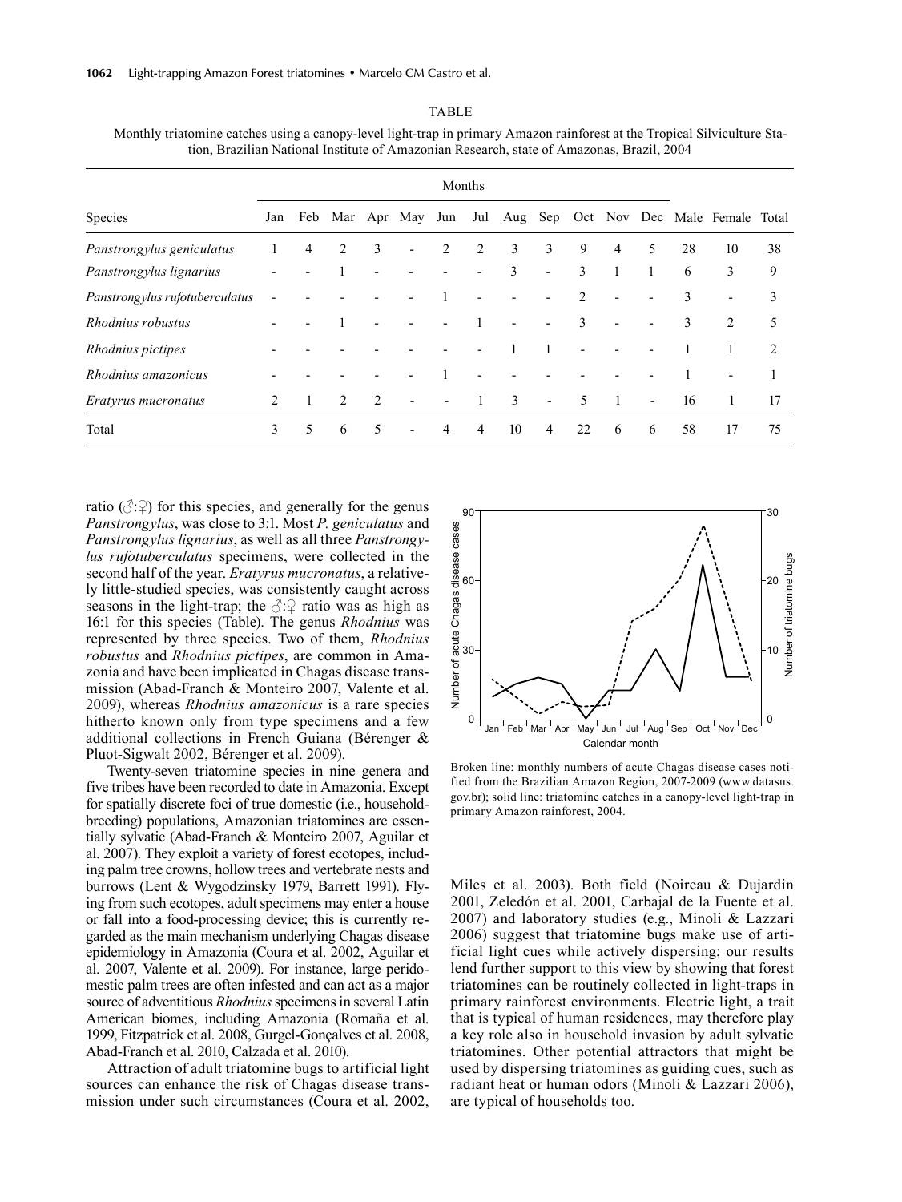TABLE

Monthly triatomine catches using a canopy-level light-trap in primary Amazon rainforest at the Tropical Silviculture Station, Brazilian National Institute of Amazonian Research, state of Amazonas, Brazil, 2004

| Species | Months | | | | | | | | | | | | | | |
|---|---|---|---|---|---|---|---|---|---|---|---|---|---|---|---|
| | Jan | Feb | Mar | Apr | May | Jun | Jul | Aug | Sep | Oct | Nov | Dec | Male | Female | Total |
| *Panstrongylus geniculatus* | 1 | 4 | 2 | 3 | - | 2 | 2 | 3 | 3 | 9 | 4 | 5 | 28 | 10 | 38 |
| *Panstrongylus lignarius* | - | - | 1 | - | - | - | - | 3 | - | 3 | 1 | 1 | 6 | 3 | 9 |
| *Panstrongylus rufotuberculatus* | - | - | - | - | - | 1 | - | - | - | 2 | - | - | 3 | - | 3 |
| *Rhodnius robustus* | - | - | 1 | - | - | - | 1 | - | - | 3 | - | - | 3 | 2 | 5 |
| *Rhodnius pictipes* | - | - | - | - | - | - | - | 1 | 1 | - | - | - | 1 | 1 | 2 |
| *Rhodnius amazonicus* | - | - | - | - | - | 1 | - | - | - | - | - | - | 1 | - | 1 |
| *Eratyrus mucronatus* | 2 | 1 | 2 | 2 | - | - | 1 | 3 | - | 5 | 1 | - | 16 | 1 | 17 |
| Total | 3 | 5 | 6 | 5 | - | 4 | 4 | 10 | 4 | 22 | 6 | 6 | 58 | 17 | 75 |

ratio (♂:♀) for this species, and generally for the genus *Panstrongylus*, was close to 3:1. Most *P. geniculatus* and *Panstrongylus lignarius*, as well as all three *Panstrongylus rufotuberculatus* specimens, were collected in the second half of the year. *Eratyrus mucronatus*, a relatively little-studied species, was consistently caught across seasons in the light-trap; the ♂:♀ ratio was as high as 16:1 for this species (Table). The genus *Rhodnius* was represented by three species. Two of them, *Rhodnius robustus* and *Rhodnius pictipes*, are common in Amazonia and have been implicated in Chagas disease transmission (Abad-Franch & Monteiro 2007, Valente et al. 2009), whereas *Rhodnius amazonicus* is a rare species hitherto known only from type specimens and a few additional collections in French Guiana (Bérenger & Pluot-Sigwalt 2002, Bérenger et al. 2009).

Twenty-seven triatomine species in nine genera and five tribes have been recorded to date in Amazonia. Except for spatially discrete foci of true domestic (i.e., household-breeding) populations, Amazonian triatomines are essentially sylvatic (Abad-Franch & Monteiro 2007, Aguilar et al. 2007). They exploit a variety of forest ecotopes, including palm tree crowns, hollow trees and vertebrate nests and burrows (Lent & Wygodzinsky 1979, Barrett 1991). Flying from such ecotopes, adult specimens may enter a house or fall into a food-processing device; this is currently regarded as the main mechanism underlying Chagas disease epidemiology in Amazonia (Coura et al. 2002, Aguilar et al. 2007, Valente et al. 2009). For instance, large peridomestic palm trees are often infested and can act as a major source of adventitious *Rhodnius* specimens in several Latin American biomes, including Amazonia (Romaña et al. 1999, Fitzpatrick et al. 2008, Gurgel-Gonçalves et al. 2008, Abad-Franch et al. 2010, Calzada et al. 2010).

Attraction of adult triatomine bugs to artificial light sources can enhance the risk of Chagas disease transmission under such circumstances (Coura et al. 2002, Miles et al. 2003). Both field (Noireau & Dujardin 2001, Zeledón et al. 2001, Carbajal de la Fuente et al. 2007) and laboratory studies (e.g., Minoli & Lazzari 2006) suggest that triatomine bugs make use of artificial light cues while actively dispersing; our results lend further support to this view by showing that forest triatomines can be routinely collected in light-traps in primary rainforest environments. Electric light, a trait that is typical of human residences, may therefore play a key role also in household invasion by adult sylvatic triatomines. Other potential attractors that might be used by dispersing triatomines as guiding cues, such as radiant heat or human odors (Minoli & Lazzari 2006), are typical of households too.

Broken line: monthly numbers of acute Chagas disease cases notified from the Brazilian Amazon Region, 2007-2009 (www.datasus.gov.br); solid line: triatomine catches in a canopy-level light-trap in primary Amazon rainforest, 2004.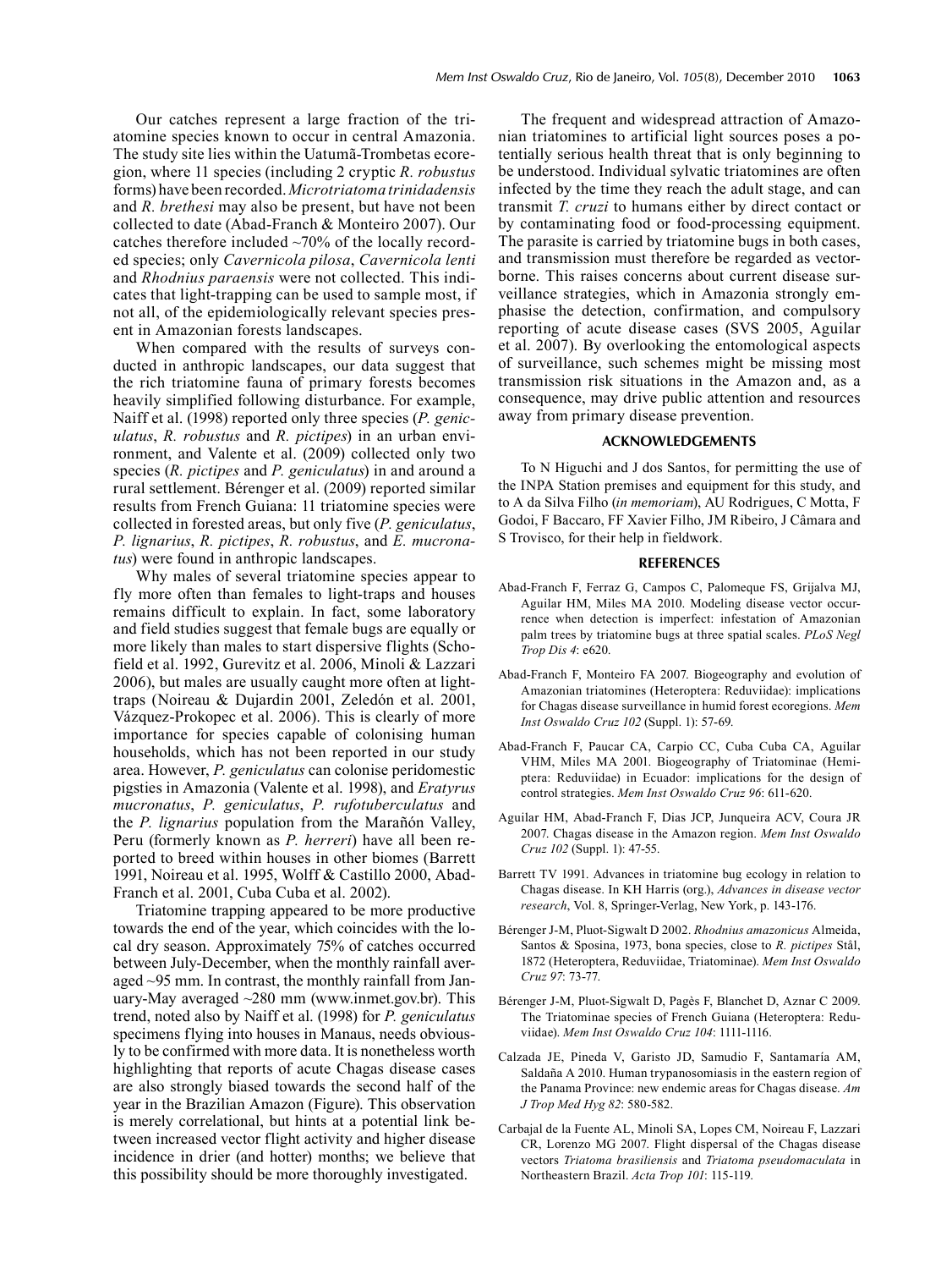Our catches represent a large fraction of the triatomine species known to occur in central Amazonia. The study site lies within the Uatumã-Trombetas ecoregion, where 11 species (including 2 cryptic *R. robustus* forms) have been recorded. *Microtriatoma trinidadensis* and *R. brethesi* may also be present, but have not been collected to date (Abad-Franch & Monteiro 2007). Our catches therefore included ~70% of the locally recorded species; only *Cavernicola pilosa*, *Cavernicola lenti* and *Rhodnius paraensis* were not collected. This indicates that light-trapping can be used to sample most, if not all, of the epidemiologically relevant species present in Amazonian forests landscapes.

When compared with the results of surveys conducted in anthropic landscapes, our data suggest that the rich triatomine fauna of primary forests becomes heavily simplified following disturbance. For example, Naiff et al. (1998) reported only three species (*P. geniculatus*, *R. robustus* and *R. pictipes*) in an urban environment, and Valente et al. (2009) collected only two species (*R. pictipes* and *P. geniculatus*) in and around a rural settlement. Bérenger et al. (2009) reported similar results from French Guiana: 11 triatomine species were collected in forested areas, but only five (*P. geniculatus*, *P. lignarius*, *R. pictipes*, *R. robustus*, and *E. mucronatus*) were found in anthropic landscapes.

Why males of several triatomine species appear to fly more often than females to light-traps and houses remains difficult to explain. In fact, some laboratory and field studies suggest that female bugs are equally or more likely than males to start dispersive flights (Schofield et al. 1992, Gurevitz et al. 2006, Minoli & Lazzari 2006), but males are usually caught more often at light-traps (Noireau & Dujardin 2001, Zeledón et al. 2001, Vázquez-Prokopec et al. 2006). This is clearly of more importance for species capable of colonising human households, which has not been reported in our study area. However, *P. geniculatus* can colonise peridomestic pigsties in Amazonia (Valente et al. 1998), and *Eratyrus mucronatus*, *P. geniculatus*, *P. rufotuberculatus* and the *P. lignarius* population from the Marañón Valley, Peru (formerly known as *P. herreri*) have all been reported to breed within houses in other biomes (Barrett 1991, Noireau et al. 1995, Wolff & Castillo 2000, Abad-Franch et al. 2001, Cuba Cuba et al. 2002).

Triatomine trapping appeared to be more productive towards the end of the year, which coincides with the local dry season. Approximately 75% of catches occurred between July-December, when the monthly rainfall averaged ~95 mm. In contrast, the monthly rainfall from January-May averaged ~280 mm (www.inmet.gov.br). This trend, noted also by Naiff et al. (1998) for *P. geniculatus* specimens flying into houses in Manaus, needs obviously to be confirmed with more data. It is nonetheless worth highlighting that reports of acute Chagas disease cases are also strongly biased towards the second half of the year in the Brazilian Amazon (Figure). This observation is merely correlational, but hints at a potential link between increased vector flight activity and higher disease incidence in drier (and hotter) months; we believe that this possibility should be more thoroughly investigated.

The frequent and widespread attraction of Amazonian triatomines to artificial light sources poses a potentially serious health threat that is only beginning to be understood. Individual sylvatic triatomines are often infected by the time they reach the adult stage, and can transmit *T. cruzi* to humans either by direct contact or by contaminating food or food-processing equipment. The parasite is carried by triatomine bugs in both cases, and transmission must therefore be regarded as vector-borne. This raises concerns about current disease surveillance strategies, which in Amazonia strongly emphasise the detection, confirmation, and compulsory reporting of acute disease cases (SVS 2005, Aguilar et al. 2007). By overlooking the entomological aspects of surveillance, such schemes might be missing most transmission risk situations in the Amazon and, as a consequence, may drive public attention and resources away from primary disease prevention.

## ACKNOWLEDGEMENTS

To N Higuchi and J dos Santos, for permitting the use of the INPA Station premises and equipment for this study, and to A da Silva Filho (*in memoriam*), AU Rodrigues, C Motta, F Godoi, F Baccaro, FF Xavier Filho, JM Ribeiro, J Câmara and S Trovisco, for their help in fieldwork.

## REFERENCES

Abad-Franch F, Ferraz G, Campos C, Palomeque FS, Grijalva MJ, Aguilar HM, Miles MA 2010. Modeling disease vector occurrence when detection is imperfect: infestation of Amazonian palm trees by triatomine bugs at three spatial scales. *PLoS Negl Trop Dis 4*: e620.

Abad-Franch F, Monteiro FA 2007. Biogeography and evolution of Amazonian triatomines (Heteroptera: Reduviidae): implications for Chagas disease surveillance in humid forest ecoregions. *Mem Inst Oswaldo Cruz 102* (Suppl. 1): 57-69.

Abad-Franch F, Paucar CA, Carpio CC, Cuba Cuba CA, Aguilar VHM, Miles MA 2001. Biogeography of Triatominae (Hemiptera: Reduviidae) in Ecuador: implications for the design of control strategies. *Mem Inst Oswaldo Cruz 96*: 611-620.

Aguilar HM, Abad-Franch F, Dias JCP, Junqueira ACV, Coura JR 2007. Chagas disease in the Amazon region. *Mem Inst Oswaldo Cruz 102* (Suppl. 1): 47-55.

Barrett TV 1991. Advances in triatomine bug ecology in relation to Chagas disease. In KH Harris (org.), *Advances in disease vector research*, Vol. 8, Springer-Verlag, New York, p. 143-176.

Bérenger J-M, Pluot-Sigwalt D 2002. *Rhodnius amazonicus* Almeida, Santos & Sposina, 1973, bona species, close to *R. pictipes* Stål, 1872 (Heteroptera, Reduviidae, Triatominae). *Mem Inst Oswaldo Cruz 97*: 73-77.

Bérenger J-M, Pluot-Sigwalt D, Pagès F, Blanchet D, Aznar C 2009. The Triatominae species of French Guiana (Heteroptera: Reduviidae). *Mem Inst Oswaldo Cruz 104*: 1111-1116.

Calzada JE, Pineda V, Garisto JD, Samudio F, Santamaría AM, Saldaña A 2010. Human trypanosomiasis in the eastern region of the Panama Province: new endemic areas for Chagas disease. *Am J Trop Med Hyg 82*: 580-582.

Carbajal de la Fuente AL, Minoli SA, Lopes CM, Noireau F, Lazzari CR, Lorenzo MG 2007. Flight dispersal of the Chagas disease vectors *Triatoma brasiliensis* and *Triatoma pseudomaculata* in Northeastern Brazil. *Acta Trop 101*: 115-119.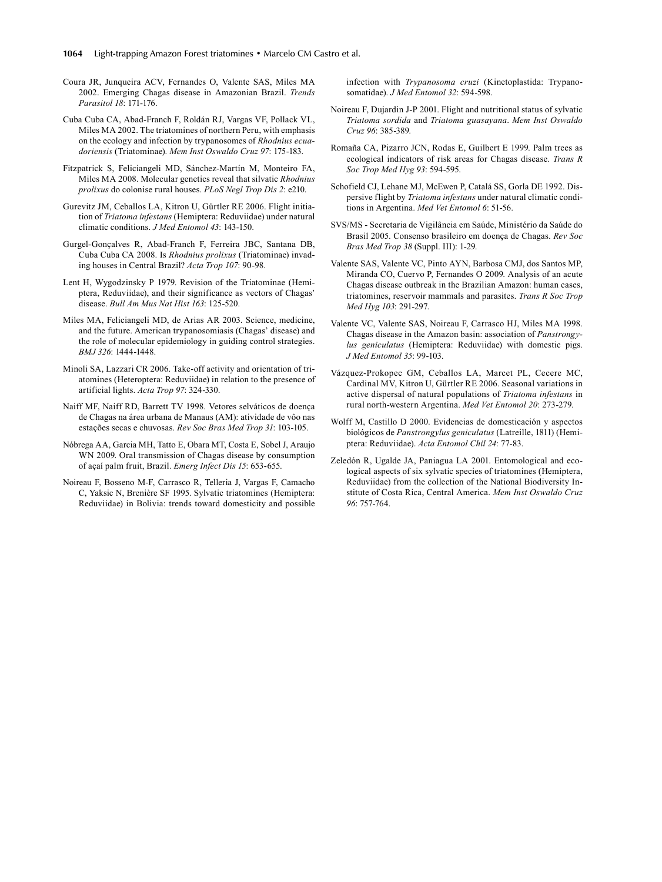Coura JR, Junqueira ACV, Fernandes O, Valente SAS, Miles MA 2002. Emerging Chagas disease in Amazonian Brazil. *Trends Parasitol 18*: 171-176.

Cuba Cuba CA, Abad-Franch F, Roldán RJ, Vargas VF, Pollack VL, Miles MA 2002. The triatomines of northern Peru, with emphasis on the ecology and infection by trypanosomes of *Rhodnius ecuadoriensis* (Triatominae). *Mem Inst Oswaldo Cruz 97*: 175-183.

Fitzpatrick S, Feliciangeli MD, Sánchez-Martín M, Monteiro FA, Miles MA 2008. Molecular genetics reveal that silvatic *Rhodnius prolixus* do colonise rural houses. *PLoS Negl Trop Dis 2*: e210.

Gurevitz JM, Ceballos LA, Kitron U, Gürtler RE 2006. Flight initiation of *Triatoma infestans* (Hemiptera: Reduviidae) under natural climatic conditions. *J Med Entomol 43*: 143-150.

Gurgel-Gonçalves R, Abad-Franch F, Ferreira JBC, Santana DB, Cuba Cuba CA 2008. Is *Rhodnius prolixus* (Triatominae) invading houses in Central Brazil? *Acta Trop 107*: 90-98.

Lent H, Wygodzinsky P 1979. Revision of the Triatominae (Hemiptera, Reduviidae), and their significance as vectors of Chagas' disease. *Bull Am Mus Nat Hist 163*: 125-520.

Miles MA, Feliciangeli MD, de Arias AR 2003. Science, medicine, and the future. American trypanosomiasis (Chagas' disease) and the role of molecular epidemiology in guiding control strategies. *BMJ 326*: 1444-1448.

Minoli SA, Lazzari CR 2006. Take-off activity and orientation of triatomines (Heteroptera: Reduviidae) in relation to the presence of artificial lights. *Acta Trop 97*: 324-330.

Naiff MF, Naiff RD, Barrett TV 1998. Vetores selváticos de doença de Chagas na área urbana de Manaus (AM): atividade de vôo nas estações secas e chuvosas. *Rev Soc Bras Med Trop 31*: 103-105.

Nóbrega AA, Garcia MH, Tatto E, Obara MT, Costa E, Sobel J, Araujo WN 2009. Oral transmission of Chagas disease by consumption of açaí palm fruit, Brazil. *Emerg Infect Dis 15*: 653-655.

Noireau F, Bosseno M-F, Carrasco R, Telleria J, Vargas F, Camacho C, Yaksic N, Brenière SF 1995. Sylvatic triatomines (Hemiptera: Reduviidae) in Bolivia: trends toward domesticity and possible infection with *Trypanosoma cruzi* (Kinetoplastida: Trypanosomatidae). *J Med Entomol 32*: 594-598.

Noireau F, Dujardin J-P 2001. Flight and nutritional status of sylvatic *Triatoma sordida* and *Triatoma guasayana*. *Mem Inst Oswaldo Cruz 96*: 385-389.

Romaña CA, Pizarro JCN, Rodas E, Guilbert E 1999. Palm trees as ecological indicators of risk areas for Chagas disease. *Trans R Soc Trop Med Hyg 93*: 594-595.

Schofield CJ, Lehane MJ, McEwen P, Catalá SS, Gorla DE 1992. Dispersive flight by *Triatoma infestans* under natural climatic conditions in Argentina. *Med Vet Entomol 6*: 51-56.

SVS/MS - Secretaria de Vigilância em Saúde, Ministério da Saúde do Brasil 2005. Consenso brasileiro em doença de Chagas. *Rev Soc Bras Med Trop 38* (Suppl. III): 1-29.

Valente SAS, Valente VC, Pinto AYN, Barbosa CMJ, dos Santos MP, Miranda CO, Cuervo P, Fernandes O 2009. Analysis of an acute Chagas disease outbreak in the Brazilian Amazon: human cases, triatomines, reservoir mammals and parasites. *Trans R Soc Trop Med Hyg 103*: 291-297.

Valente VC, Valente SAS, Noireau F, Carrasco HJ, Miles MA 1998. Chagas disease in the Amazon basin: association of *Panstrongylus geniculatus* (Hemiptera: Reduviidae) with domestic pigs. *J Med Entomol 35*: 99-103.

Vázquez-Prokopec GM, Ceballos LA, Marcet PL, Cecere MC, Cardinal MV, Kitron U, Gürtler RE 2006. Seasonal variations in active dispersal of natural populations of *Triatoma infestans* in rural north-western Argentina. *Med Vet Entomol 20*: 273-279.

Wolff M, Castillo D 2000. Evidencias de domesticación y aspectos biológicos de *Panstrongylus geniculatus* (Latreille, 1811) (Hemiptera: Reduviidae). *Acta Entomol Chil 24*: 77-83.

Zeledón R, Ugalde JA, Paniagua LA 2001. Entomological and ecological aspects of six sylvatic species of triatomines (Hemiptera, Reduviidae) from the collection of the National Biodiversity Institute of Costa Rica, Central America. *Mem Inst Oswaldo Cruz 96*: 757-764.